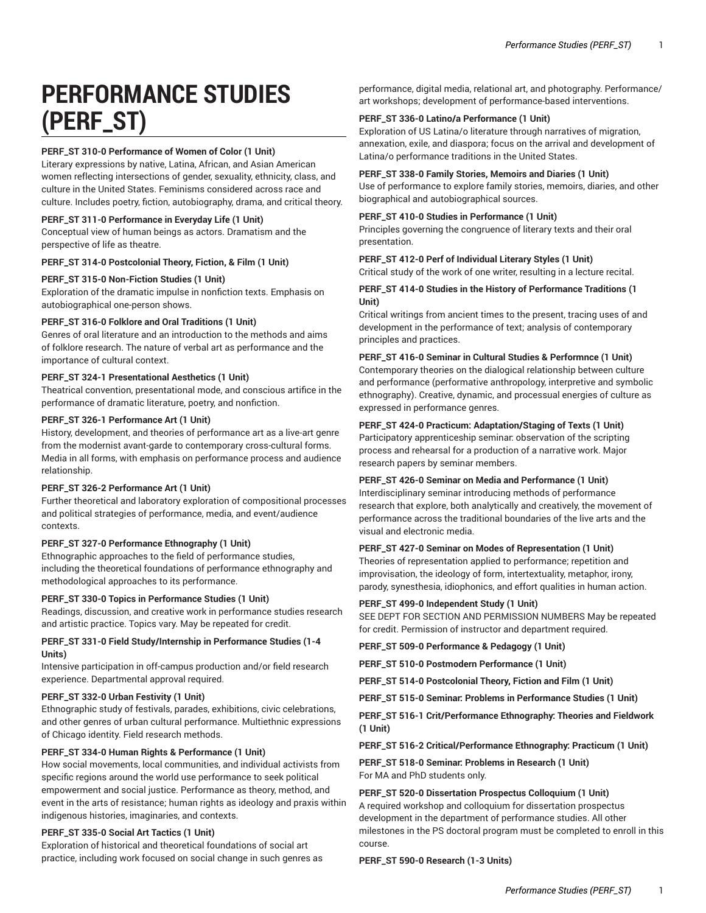# PERFORMANCE STUDIES (PERF_ST)

**PERF_ST 310-0 Performance of Women of Color (1 Unit)**
Literary expressions by native, Latina, African, and Asian American women reflecting intersections of gender, sexuality, ethnicity, class, and culture in the United States. Feminisms considered across race and culture. Includes poetry, fiction, autobiography, drama, and critical theory.

**PERF_ST 311-0 Performance in Everyday Life (1 Unit)**
Conceptual view of human beings as actors. Dramatism and the perspective of life as theatre.

**PERF_ST 314-0 Postcolonial Theory, Fiction, & Film (1 Unit)**

**PERF_ST 315-0 Non-Fiction Studies (1 Unit)**
Exploration of the dramatic impulse in nonfiction texts. Emphasis on autobiographical one-person shows.

**PERF_ST 316-0 Folklore and Oral Traditions (1 Unit)**
Genres of oral literature and an introduction to the methods and aims of folklore research. The nature of verbal art as performance and the importance of cultural context.

**PERF_ST 324-1 Presentational Aesthetics (1 Unit)**
Theatrical convention, presentational mode, and conscious artifice in the performance of dramatic literature, poetry, and nonfiction.

**PERF_ST 326-1 Performance Art (1 Unit)**
History, development, and theories of performance art as a live-art genre from the modernist avant-garde to contemporary cross-cultural forms. Media in all forms, with emphasis on performance process and audience relationship.

**PERF_ST 326-2 Performance Art (1 Unit)**
Further theoretical and laboratory exploration of compositional processes and political strategies of performance, media, and event/audience contexts.

**PERF_ST 327-0 Performance Ethnography (1 Unit)**
Ethnographic approaches to the field of performance studies, including the theoretical foundations of performance ethnography and methodological approaches to its performance.

**PERF_ST 330-0 Topics in Performance Studies (1 Unit)**
Readings, discussion, and creative work in performance studies research and artistic practice. Topics vary. May be repeated for credit.

**PERF_ST 331-0 Field Study/Internship in Performance Studies (1-4 Units)**
Intensive participation in off-campus production and/or field research experience. Departmental approval required.

**PERF_ST 332-0 Urban Festivity (1 Unit)**
Ethnographic study of festivals, parades, exhibitions, civic celebrations, and other genres of urban cultural performance. Multiethnic expressions of Chicago identity. Field research methods.

**PERF_ST 334-0 Human Rights & Performance (1 Unit)**
How social movements, local communities, and individual activists from specific regions around the world use performance to seek political empowerment and social justice. Performance as theory, method, and event in the arts of resistance; human rights as ideology and praxis within indigenous histories, imaginaries, and contexts.

**PERF_ST 335-0 Social Art Tactics (1 Unit)**
Exploration of historical and theoretical foundations of social art practice, including work focused on social change in such genres as performance, digital media, relational art, and photography. Performance/art workshops; development of performance-based interventions.

**PERF_ST 336-0 Latino/a Performance (1 Unit)**
Exploration of US Latina/o literature through narratives of migration, annexation, exile, and diaspora; focus on the arrival and development of Latina/o performance traditions in the United States.

**PERF_ST 338-0 Family Stories, Memoirs and Diaries (1 Unit)**
Use of performance to explore family stories, memoirs, diaries, and other biographical and autobiographical sources.

**PERF_ST 410-0 Studies in Performance (1 Unit)**
Principles governing the congruence of literary texts and their oral presentation.

**PERF_ST 412-0 Perf of Individual Literary Styles (1 Unit)**
Critical study of the work of one writer, resulting in a lecture recital.

**PERF_ST 414-0 Studies in the History of Performance Traditions (1 Unit)**
Critical writings from ancient times to the present, tracing uses of and development in the performance of text; analysis of contemporary principles and practices.

**PERF_ST 416-0 Seminar in Cultural Studies & Performnce (1 Unit)**
Contemporary theories on the dialogical relationship between culture and performance (performative anthropology, interpretive and symbolic ethnography). Creative, dynamic, and processual energies of culture as expressed in performance genres.

**PERF_ST 424-0 Practicum: Adaptation/Staging of Texts (1 Unit)**
Participatory apprenticeship seminar: observation of the scripting process and rehearsal for a production of a narrative work. Major research papers by seminar members.

**PERF_ST 426-0 Seminar on Media and Performance (1 Unit)**
Interdisciplinary seminar introducing methods of performance research that explore, both analytically and creatively, the movement of performance across the traditional boundaries of the live arts and the visual and electronic media.

**PERF_ST 427-0 Seminar on Modes of Representation (1 Unit)**
Theories of representation applied to performance; repetition and improvisation, the ideology of form, intertextuality, metaphor, irony, parody, synesthesia, idiophonics, and effort qualities in human action.

**PERF_ST 499-0 Independent Study (1 Unit)**
SEE DEPT FOR SECTION AND PERMISSION NUMBERS May be repeated for credit. Permission of instructor and department required.

**PERF_ST 509-0 Performance & Pedagogy (1 Unit)**

**PERF_ST 510-0 Postmodern Performance (1 Unit)**

**PERF_ST 514-0 Postcolonial Theory, Fiction and Film (1 Unit)**

**PERF_ST 515-0 Seminar: Problems in Performance Studies (1 Unit)**

**PERF_ST 516-1 Crit/Performance Ethnography: Theories and Fieldwork (1 Unit)**

**PERF_ST 516-2 Critical/Performance Ethnography: Practicum (1 Unit)**

**PERF_ST 518-0 Seminar: Problems in Research (1 Unit)**
For MA and PhD students only.

**PERF_ST 520-0 Dissertation Prospectus Colloquium (1 Unit)**
A required workshop and colloquium for dissertation prospectus development in the department of performance studies. All other milestones in the PS doctoral program must be completed to enroll in this course.

**PERF_ST 590-0 Research (1-3 Units)**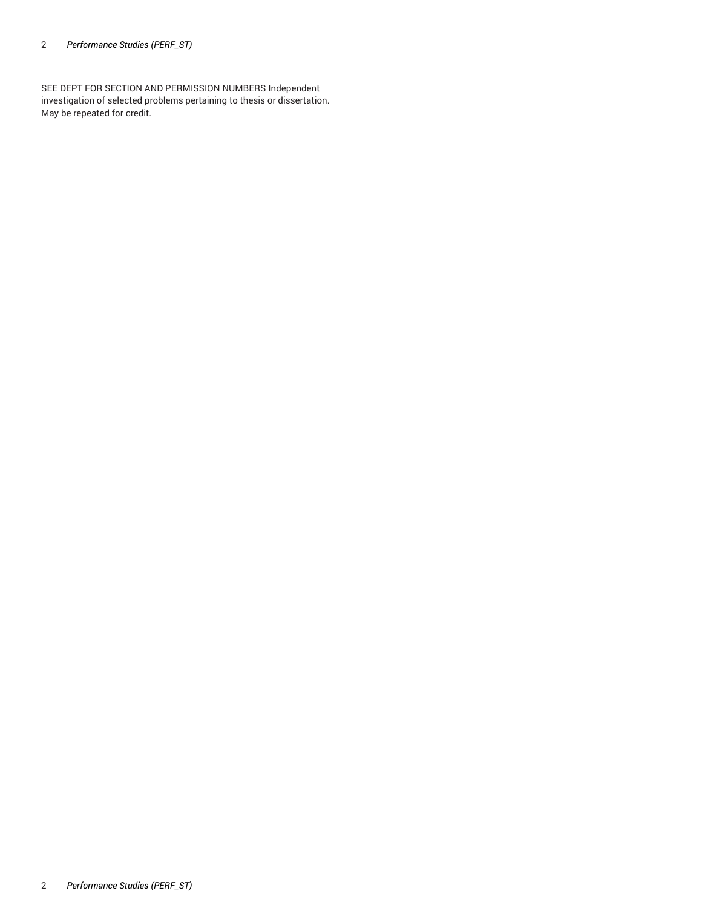SEE DEPT FOR SECTION AND PERMISSION NUMBERS Independent investigation of selected problems pertaining to thesis or dissertation. May be repeated for credit.